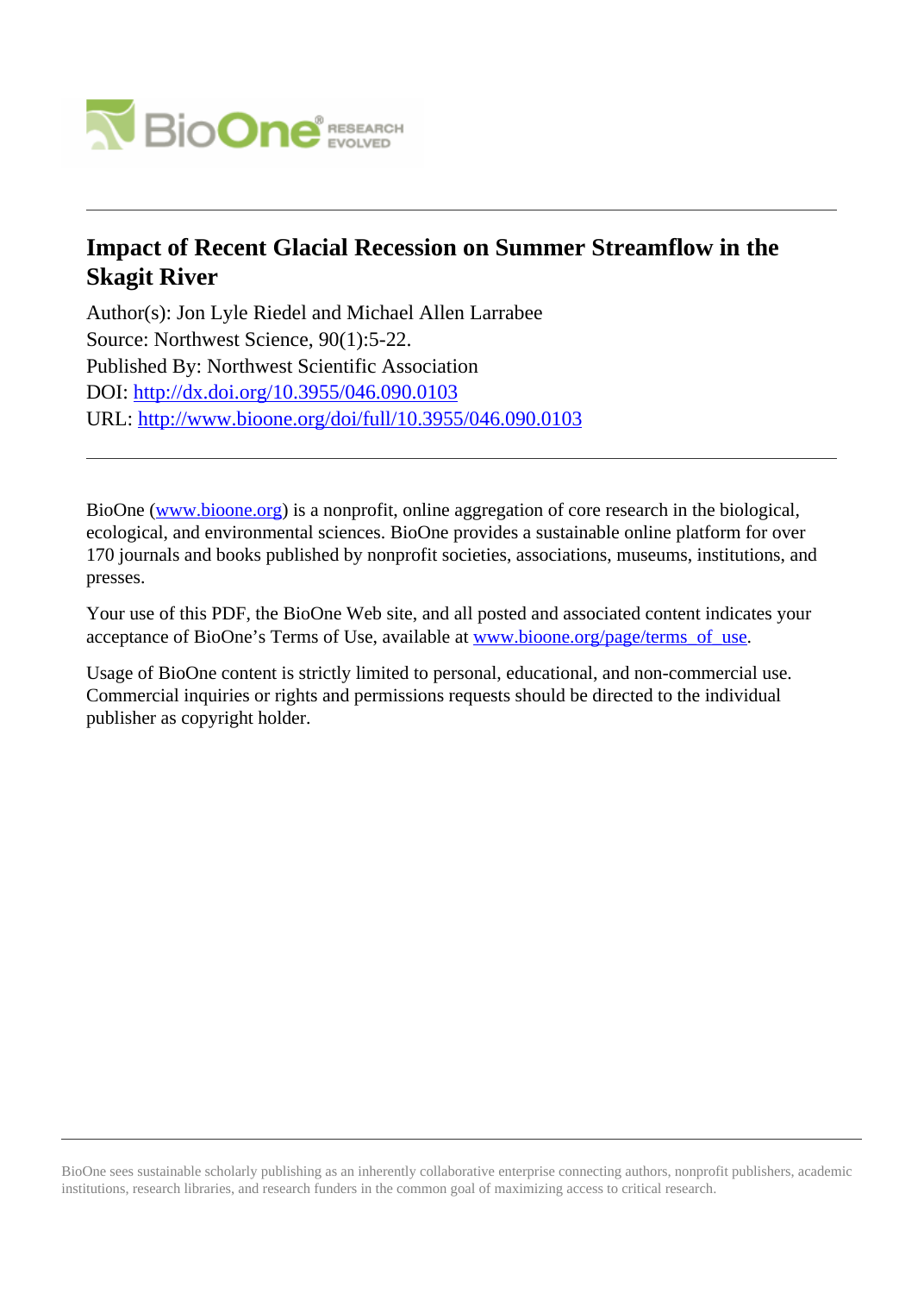# Impact of Recent Glacial Recession on Summer Streamflow in the Skagit River

Author(s): Jon Lyle Riedel and Michael Allen Larrabee
Source: Northwest Science, 90(1):5-22.
Published By: Northwest Scientific Association
DOI: http://dx.doi.org/10.3955/046.090.0103
URL: http://www.bioone.org/doi/full/10.3955/046.090.0103

---

BioOne (www.bioone.org) is a nonprofit, online aggregation of core research in the biological, ecological, and environmental sciences. BioOne provides a sustainable online platform for over 170 journals and books published by nonprofit societies, associations, museums, institutions, and presses.

Your use of this PDF, the BioOne Web site, and all posted and associated content indicates your acceptance of BioOne's Terms of Use, available at www.bioone.org/page/terms_of_use.

Usage of BioOne content is strictly limited to personal, educational, and non-commercial use. Commercial inquiries or rights and permissions requests should be directed to the individual publisher as copyright holder.

---

BioOne sees sustainable scholarly publishing as an inherently collaborative enterprise connecting authors, nonprofit publishers, academic institutions, research libraries, and research funders in the common goal of maximizing access to critical research.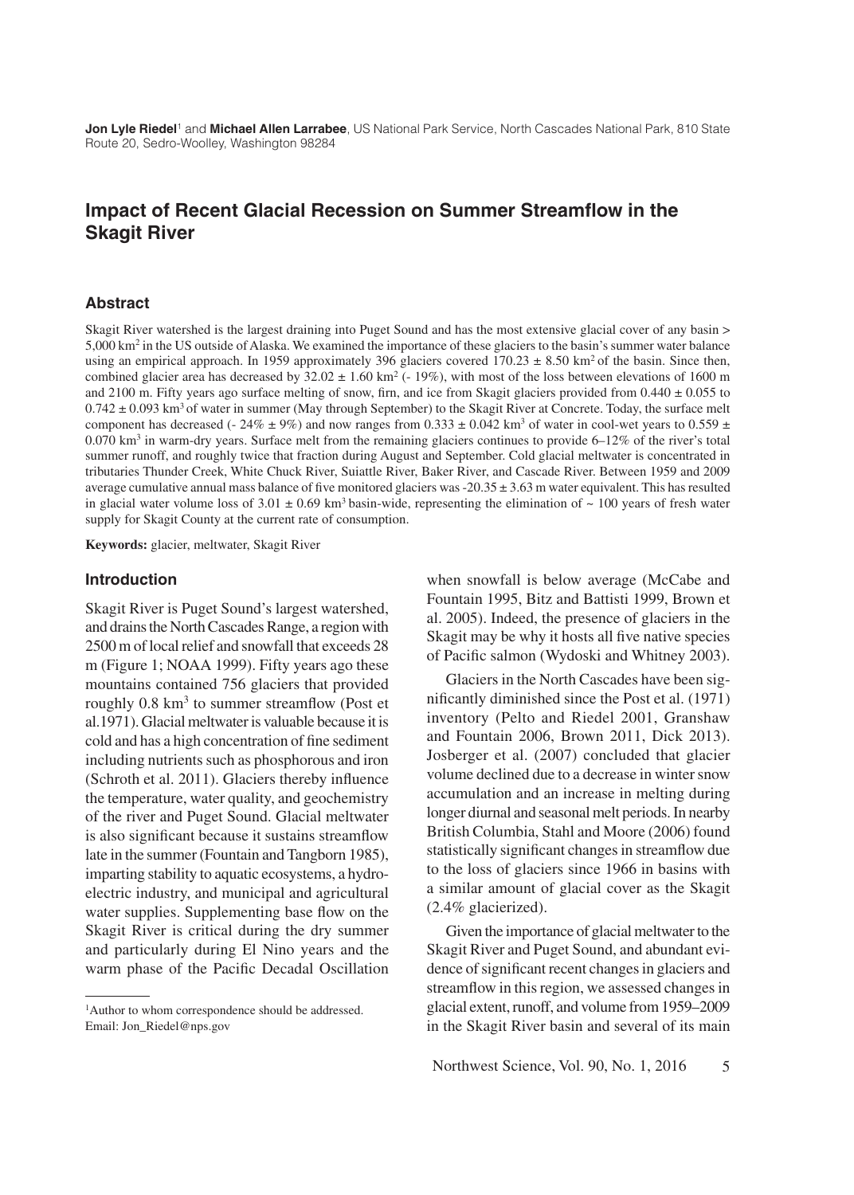**Jon Lyle Riedel**[1] and **Michael Allen Larrabee**, US National Park Service, North Cascades National Park, 810 State Route 20, Sedro-Woolley, Washington 98284

# Impact of Recent Glacial Recession on Summer Streamflow in the Skagit River

## Abstract

Skagit River watershed is the largest draining into Puget Sound and has the most extensive glacial cover of any basin > 5,000 km$^2$ in the US outside of Alaska. We examined the importance of these glaciers to the basin's summer water balance using an empirical approach. In 1959 approximately 396 glaciers covered 170.23 ± 8.50 km$^2$ of the basin. Since then, combined glacier area has decreased by 32.02 ± 1.60 km$^2$ (- 19%), with most of the loss between elevations of 1600 m and 2100 m. Fifty years ago surface melting of snow, firn, and ice from Skagit glaciers provided from 0.440 ± 0.055 to 0.742 ± 0.093 km$^3$ of water in summer (May through September) to the Skagit River at Concrete. Today, the surface melt component has decreased (- 24% ± 9%) and now ranges from 0.333 ± 0.042 km$^3$ of water in cool-wet years to 0.559 ± 0.070 km$^3$ in warm-dry years. Surface melt from the remaining glaciers continues to provide 6–12% of the river's total summer runoff, and roughly twice that fraction during August and September. Cold glacial meltwater is concentrated in tributaries Thunder Creek, White Chuck River, Suiattle River, Baker River, and Cascade River. Between 1959 and 2009 average cumulative annual mass balance of five monitored glaciers was -20.35 ± 3.63 m water equivalent. This has resulted in glacial water volume loss of 3.01 ± 0.69 km$^3$ basin-wide, representing the elimination of ~ 100 years of fresh water supply for Skagit County at the current rate of consumption.

**Keywords:** glacier, meltwater, Skagit River

## Introduction

Skagit River is Puget Sound's largest watershed, and drains the North Cascades Range, a region with 2500 m of local relief and snowfall that exceeds 28 m (Figure 1; NOAA 1999). Fifty years ago these mountains contained 756 glaciers that provided roughly 0.8 km$^3$ to summer streamflow (Post et al.1971). Glacial meltwater is valuable because it is cold and has a high concentration of fine sediment including nutrients such as phosphorous and iron (Schroth et al. 2011). Glaciers thereby influence the temperature, water quality, and geochemistry of the river and Puget Sound. Glacial meltwater is also significant because it sustains streamflow late in the summer (Fountain and Tangborn 1985), imparting stability to aquatic ecosystems, a hydroelectric industry, and municipal and agricultural water supplies. Supplementing base flow on the Skagit River is critical during the dry summer and particularly during El Nino years and the warm phase of the Pacific Decadal Oscillation when snowfall is below average (McCabe and Fountain 1995, Bitz and Battisti 1999, Brown et al. 2005). Indeed, the presence of glaciers in the Skagit may be why it hosts all five native species of Pacific salmon (Wydoski and Whitney 2003).

Glaciers in the North Cascades have been significantly diminished since the Post et al. (1971) inventory (Pelto and Riedel 2001, Granshaw and Fountain 2006, Brown 2011, Dick 2013). Josberger et al. (2007) concluded that glacier volume declined due to a decrease in winter snow accumulation and an increase in melting during longer diurnal and seasonal melt periods. In nearby British Columbia, Stahl and Moore (2006) found statistically significant changes in streamflow due to the loss of glaciers since 1966 in basins with a similar amount of glacial cover as the Skagit (2.4% glacierized).

Given the importance of glacial meltwater to the Skagit River and Puget Sound, and abundant evidence of significant recent changes in glaciers and streamflow in this region, we assessed changes in glacial extent, runoff, and volume from 1959–2009 in the Skagit River basin and several of its main

[1]Author to whom correspondence should be addressed. Email: Jon_Riedel@nps.gov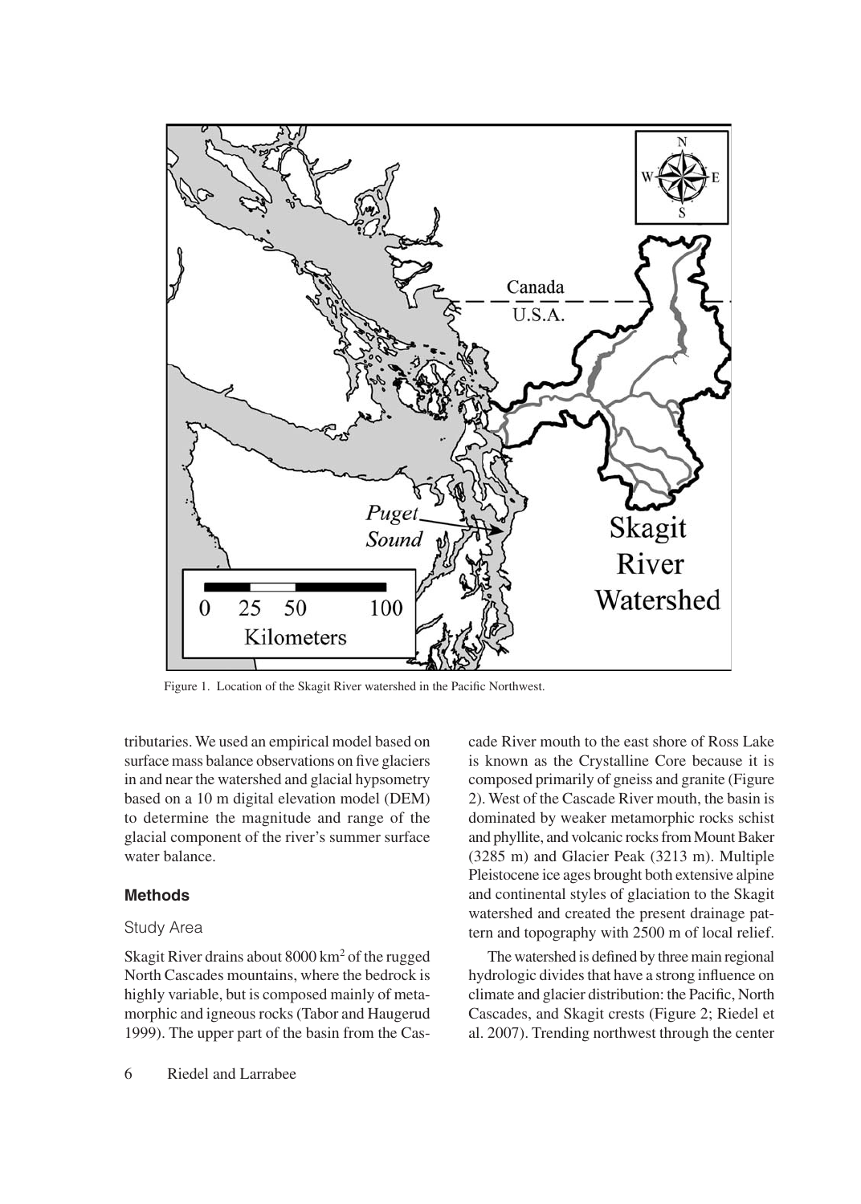Figure 1. Location of the Skagit River watershed in the Pacific Northwest.

tributaries. We used an empirical model based on surface mass balance observations on five glaciers in and near the watershed and glacial hypsometry based on a 10 m digital elevation model (DEM) to determine the magnitude and range of the glacial component of the river's summer surface water balance.

## Methods

### Study Area

Skagit River drains about 8000 km$^2$ of the rugged North Cascades mountains, where the bedrock is highly variable, but is composed mainly of metamorphic and igneous rocks (Tabor and Haugerud 1999). The upper part of the basin from the Cascade River mouth to the east shore of Ross Lake is known as the Crystalline Core because it is composed primarily of gneiss and granite (Figure 2). West of the Cascade River mouth, the basin is dominated by weaker metamorphic rocks schist and phyllite, and volcanic rocks from Mount Baker (3285 m) and Glacier Peak (3213 m). Multiple Pleistocene ice ages brought both extensive alpine and continental styles of glaciation to the Skagit watershed and created the present drainage pattern and topography with 2500 m of local relief.

The watershed is defined by three main regional hydrologic divides that have a strong influence on climate and glacier distribution: the Pacific, North Cascades, and Skagit crests (Figure 2; Riedel et al. 2007). Trending northwest through the center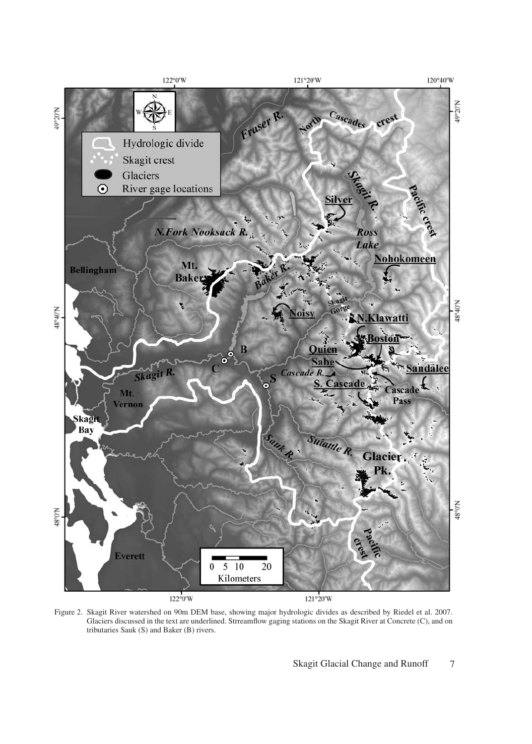Figure 2. Skagit River watershed on 90m DEM base, showing major hydrologic divides as described by Riedel et al. 2007. Glaciers discussed in the text are underlined. Strreamflow gaging stations on the Skagit River at Concrete (C), and on tributaries Sauk (S) and Baker (B) rivers.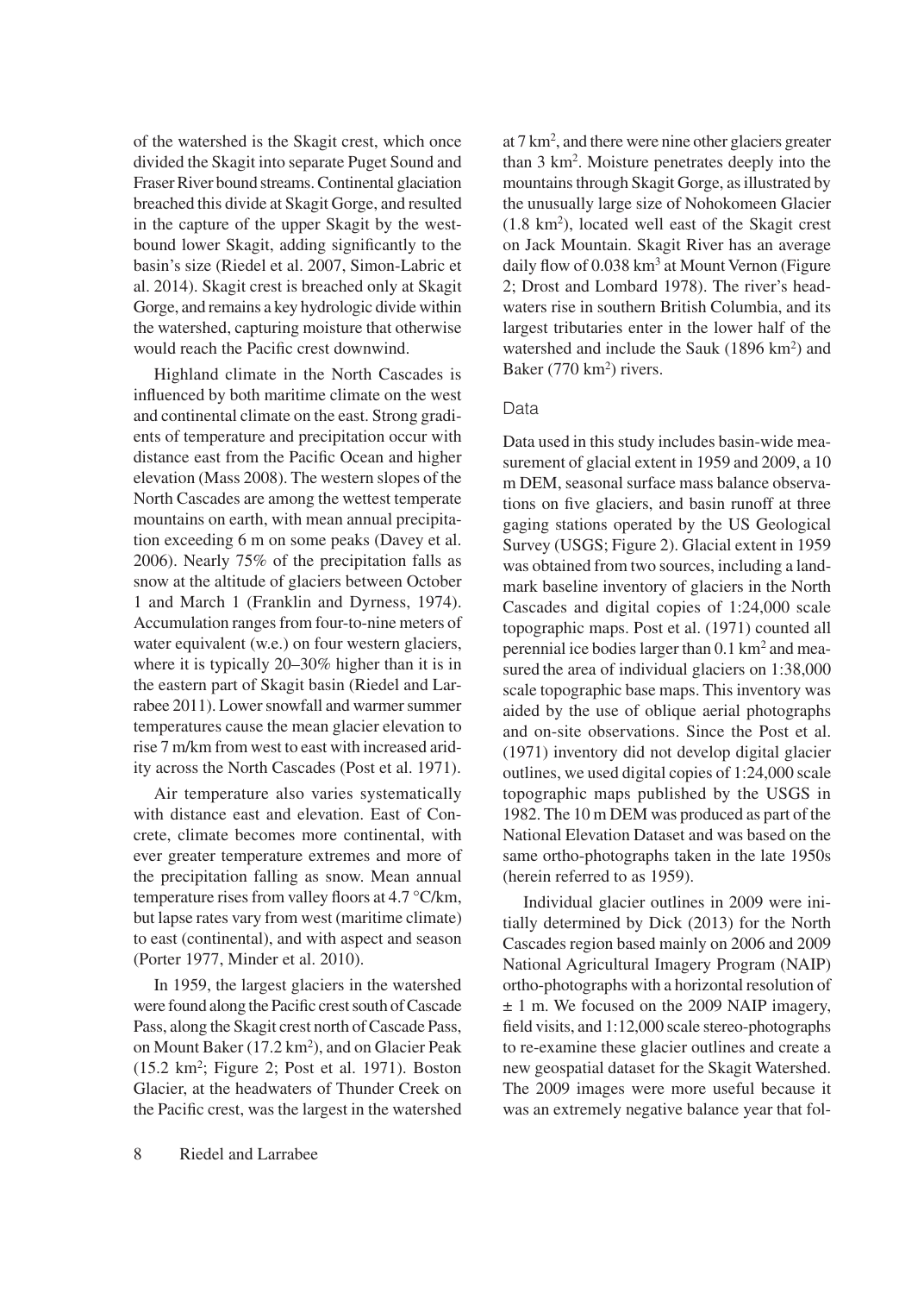of the watershed is the Skagit crest, which once divided the Skagit into separate Puget Sound and Fraser River bound streams. Continental glaciation breached this divide at Skagit Gorge, and resulted in the capture of the upper Skagit by the west-bound lower Skagit, adding significantly to the basin's size (Riedel et al. 2007, Simon-Labric et al. 2014). Skagit crest is breached only at Skagit Gorge, and remains a key hydrologic divide within the watershed, capturing moisture that otherwise would reach the Pacific crest downwind.

Highland climate in the North Cascades is influenced by both maritime climate on the west and continental climate on the east. Strong gradients of temperature and precipitation occur with distance east from the Pacific Ocean and higher elevation (Mass 2008). The western slopes of the North Cascades are among the wettest temperate mountains on earth, with mean annual precipitation exceeding 6 m on some peaks (Davey et al. 2006). Nearly 75% of the precipitation falls as snow at the altitude of glaciers between October 1 and March 1 (Franklin and Dyrness, 1974). Accumulation ranges from four-to-nine meters of water equivalent (w.e.) on four western glaciers, where it is typically 20–30% higher than it is in the eastern part of Skagit basin (Riedel and Larrabee 2011). Lower snowfall and warmer summer temperatures cause the mean glacier elevation to rise 7 m/km from west to east with increased aridity across the North Cascades (Post et al. 1971).

Air temperature also varies systematically with distance east and elevation. East of Concrete, climate becomes more continental, with ever greater temperature extremes and more of the precipitation falling as snow. Mean annual temperature rises from valley floors at 4.7 °C/km, but lapse rates vary from west (maritime climate) to east (continental), and with aspect and season (Porter 1977, Minder et al. 2010).

In 1959, the largest glaciers in the watershed were found along the Pacific crest south of Cascade Pass, along the Skagit crest north of Cascade Pass, on Mount Baker (17.2 km$^2$), and on Glacier Peak (15.2 km$^2$; Figure 2; Post et al. 1971). Boston Glacier, at the headwaters of Thunder Creek on the Pacific crest, was the largest in the watershed at 7 km$^2$, and there were nine other glaciers greater than 3 km$^2$. Moisture penetrates deeply into the mountains through Skagit Gorge, as illustrated by the unusually large size of Nohokomeen Glacier (1.8 km$^2$), located well east of the Skagit crest on Jack Mountain. Skagit River has an average daily flow of 0.038 km$^3$ at Mount Vernon (Figure 2; Drost and Lombard 1978). The river's headwaters rise in southern British Columbia, and its largest tributaries enter in the lower half of the watershed and include the Sauk (1896 km$^2$) and Baker (770 km$^2$) rivers.

## Data

Data used in this study includes basin-wide measurement of glacial extent in 1959 and 2009, a 10 m DEM, seasonal surface mass balance observations on five glaciers, and basin runoff at three gaging stations operated by the US Geological Survey (USGS; Figure 2). Glacial extent in 1959 was obtained from two sources, including a landmark baseline inventory of glaciers in the North Cascades and digital copies of 1:24,000 scale topographic maps. Post et al. (1971) counted all perennial ice bodies larger than 0.1 km$^2$ and measured the area of individual glaciers on 1:38,000 scale topographic base maps. This inventory was aided by the use of oblique aerial photographs and on-site observations. Since the Post et al. (1971) inventory did not develop digital glacier outlines, we used digital copies of 1:24,000 scale topographic maps published by the USGS in 1982. The 10 m DEM was produced as part of the National Elevation Dataset and was based on the same ortho-photographs taken in the late 1950s (herein referred to as 1959).

Individual glacier outlines in 2009 were initially determined by Dick (2013) for the North Cascades region based mainly on 2006 and 2009 National Agricultural Imagery Program (NAIP) ortho-photographs with a horizontal resolution of ± 1 m. We focused on the 2009 NAIP imagery, field visits, and 1:12,000 scale stereo-photographs to re-examine these glacier outlines and create a new geospatial dataset for the Skagit Watershed. The 2009 images were more useful because it was an extremely negative balance year that fol-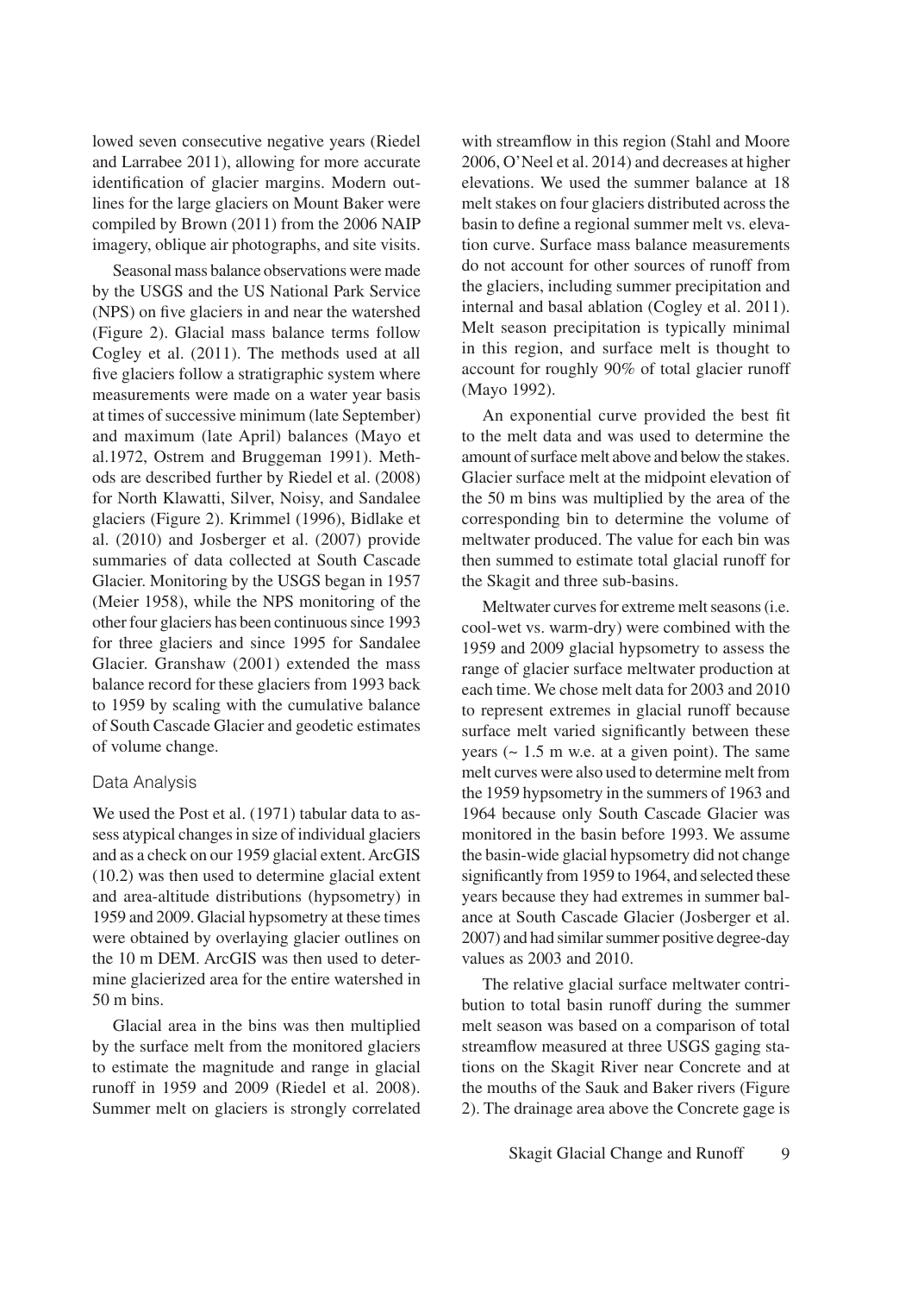lowed seven consecutive negative years (Riedel and Larrabee 2011), allowing for more accurate identification of glacier margins. Modern outlines for the large glaciers on Mount Baker were compiled by Brown (2011) from the 2006 NAIP imagery, oblique air photographs, and site visits.

Seasonal mass balance observations were made by the USGS and the US National Park Service (NPS) on five glaciers in and near the watershed (Figure 2). Glacial mass balance terms follow Cogley et al. (2011). The methods used at all five glaciers follow a stratigraphic system where measurements were made on a water year basis at times of successive minimum (late September) and maximum (late April) balances (Mayo et al.1972, Ostrem and Bruggeman 1991). Methods are described further by Riedel et al. (2008) for North Klawatti, Silver, Noisy, and Sandalee glaciers (Figure 2). Krimmel (1996), Bidlake et al. (2010) and Josberger et al. (2007) provide summaries of data collected at South Cascade Glacier. Monitoring by the USGS began in 1957 (Meier 1958), while the NPS monitoring of the other four glaciers has been continuous since 1993 for three glaciers and since 1995 for Sandalee Glacier. Granshaw (2001) extended the mass balance record for these glaciers from 1993 back to 1959 by scaling with the cumulative balance of South Cascade Glacier and geodetic estimates of volume change.

## Data Analysis

We used the Post et al. (1971) tabular data to assess atypical changes in size of individual glaciers and as a check on our 1959 glacial extent. ArcGIS (10.2) was then used to determine glacial extent and area-altitude distributions (hypsometry) in 1959 and 2009. Glacial hypsometry at these times were obtained by overlaying glacier outlines on the 10 m DEM. ArcGIS was then used to determine glacierized area for the entire watershed in 50 m bins.

Glacial area in the bins was then multiplied by the surface melt from the monitored glaciers to estimate the magnitude and range in glacial runoff in 1959 and 2009 (Riedel et al. 2008). Summer melt on glaciers is strongly correlated with streamflow in this region (Stahl and Moore 2006, O'Neel et al. 2014) and decreases at higher elevations. We used the summer balance at 18 melt stakes on four glaciers distributed across the basin to define a regional summer melt vs. elevation curve. Surface mass balance measurements do not account for other sources of runoff from the glaciers, including summer precipitation and internal and basal ablation (Cogley et al. 2011). Melt season precipitation is typically minimal in this region, and surface melt is thought to account for roughly 90% of total glacier runoff (Mayo 1992).

An exponential curve provided the best fit to the melt data and was used to determine the amount of surface melt above and below the stakes. Glacier surface melt at the midpoint elevation of the 50 m bins was multiplied by the area of the corresponding bin to determine the volume of meltwater produced. The value for each bin was then summed to estimate total glacial runoff for the Skagit and three sub-basins.

Meltwater curves for extreme melt seasons (i.e. cool-wet vs. warm-dry) were combined with the 1959 and 2009 glacial hypsometry to assess the range of glacier surface meltwater production at each time. We chose melt data for 2003 and 2010 to represent extremes in glacial runoff because surface melt varied significantly between these years (~ 1.5 m w.e. at a given point). The same melt curves were also used to determine melt from the 1959 hypsometry in the summers of 1963 and 1964 because only South Cascade Glacier was monitored in the basin before 1993. We assume the basin-wide glacial hypsometry did not change significantly from 1959 to 1964, and selected these years because they had extremes in summer balance at South Cascade Glacier (Josberger et al. 2007) and had similar summer positive degree-day values as 2003 and 2010.

The relative glacial surface meltwater contribution to total basin runoff during the summer melt season was based on a comparison of total streamflow measured at three USGS gaging stations on the Skagit River near Concrete and at the mouths of the Sauk and Baker rivers (Figure 2). The drainage area above the Concrete gage is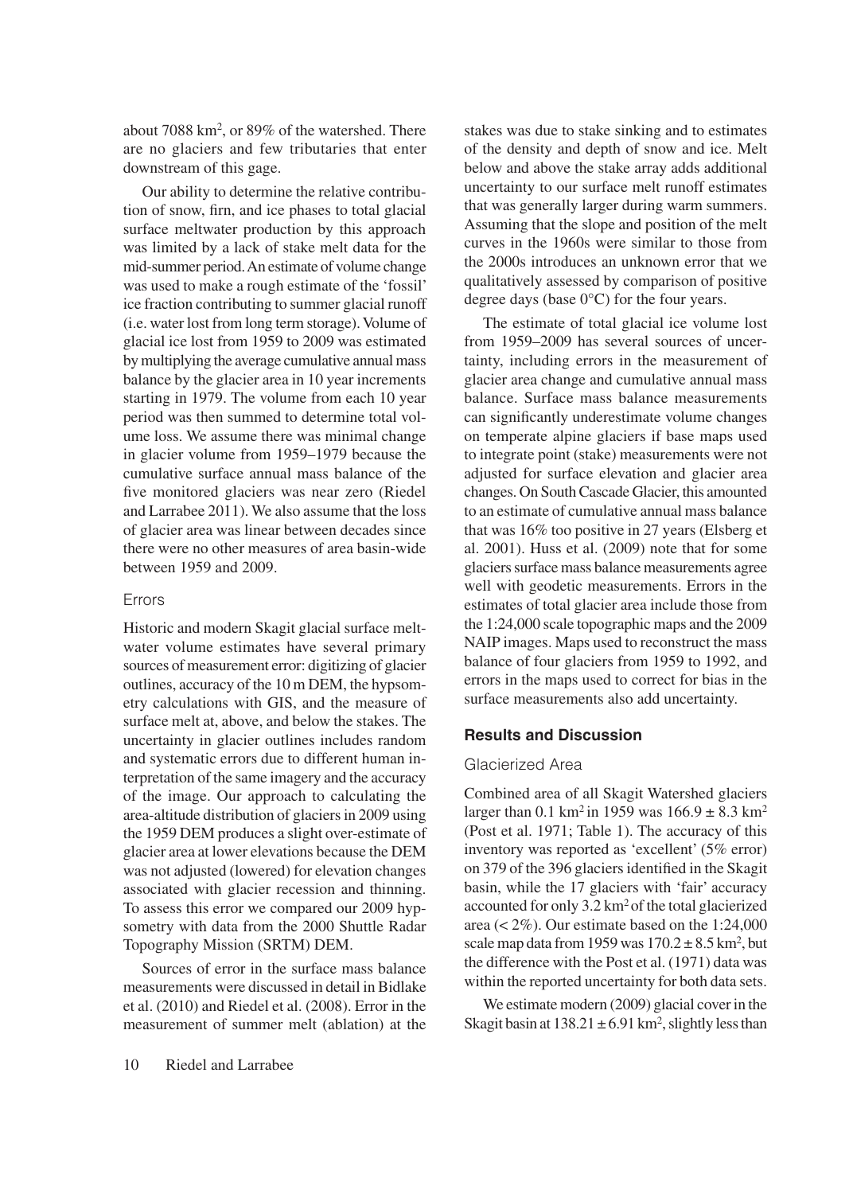about 7088 km$^2$, or 89% of the watershed. There are no glaciers and few tributaries that enter downstream of this gage.

Our ability to determine the relative contribution of snow, firn, and ice phases to total glacial surface meltwater production by this approach was limited by a lack of stake melt data for the mid-summer period. An estimate of volume change was used to make a rough estimate of the 'fossil' ice fraction contributing to summer glacial runoff (i.e. water lost from long term storage). Volume of glacial ice lost from 1959 to 2009 was estimated by multiplying the average cumulative annual mass balance by the glacier area in 10 year increments starting in 1979. The volume from each 10 year period was then summed to determine total volume loss. We assume there was minimal change in glacier volume from 1959–1979 because the cumulative surface annual mass balance of the five monitored glaciers was near zero (Riedel and Larrabee 2011). We also assume that the loss of glacier area was linear between decades since there were no other measures of area basin-wide between 1959 and 2009.

### Errors

Historic and modern Skagit glacial surface meltwater volume estimates have several primary sources of measurement error: digitizing of glacier outlines, accuracy of the 10 m DEM, the hypsometry calculations with GIS, and the measure of surface melt at, above, and below the stakes. The uncertainty in glacier outlines includes random and systematic errors due to different human interpretation of the same imagery and the accuracy of the image. Our approach to calculating the area-altitude distribution of glaciers in 2009 using the 1959 DEM produces a slight over-estimate of glacier area at lower elevations because the DEM was not adjusted (lowered) for elevation changes associated with glacier recession and thinning. To assess this error we compared our 2009 hypsometry with data from the 2000 Shuttle Radar Topography Mission (SRTM) DEM.

Sources of error in the surface mass balance measurements were discussed in detail in Bidlake et al. (2010) and Riedel et al. (2008). Error in the measurement of summer melt (ablation) at the stakes was due to stake sinking and to estimates of the density and depth of snow and ice. Melt below and above the stake array adds additional uncertainty to our surface melt runoff estimates that was generally larger during warm summers. Assuming that the slope and position of the melt curves in the 1960s were similar to those from the 2000s introduces an unknown error that we qualitatively assessed by comparison of positive degree days (base 0°C) for the four years.

The estimate of total glacial ice volume lost from 1959–2009 has several sources of uncertainty, including errors in the measurement of glacier area change and cumulative annual mass balance. Surface mass balance measurements can significantly underestimate volume changes on temperate alpine glaciers if base maps used to integrate point (stake) measurements were not adjusted for surface elevation and glacier area changes. On South Cascade Glacier, this amounted to an estimate of cumulative annual mass balance that was 16% too positive in 27 years (Elsberg et al. 2001). Huss et al. (2009) note that for some glaciers surface mass balance measurements agree well with geodetic measurements. Errors in the estimates of total glacier area include those from the 1:24,000 scale topographic maps and the 2009 NAIP images. Maps used to reconstruct the mass balance of four glaciers from 1959 to 1992, and errors in the maps used to correct for bias in the surface measurements also add uncertainty.

## Results and Discussion

### Glacierized Area

Combined area of all Skagit Watershed glaciers larger than 0.1 km$^2$ in 1959 was 166.9 ± 8.3 km$^2$ (Post et al. 1971; Table 1). The accuracy of this inventory was reported as 'excellent' (5% error) on 379 of the 396 glaciers identified in the Skagit basin, while the 17 glaciers with 'fair' accuracy accounted for only 3.2 km$^2$ of the total glacierized area (< 2%). Our estimate based on the 1:24,000 scale map data from 1959 was 170.2 ± 8.5 km$^2$, but the difference with the Post et al. (1971) data was within the reported uncertainty for both data sets.

We estimate modern (2009) glacial cover in the Skagit basin at 138.21 ± 6.91 km$^2$, slightly less than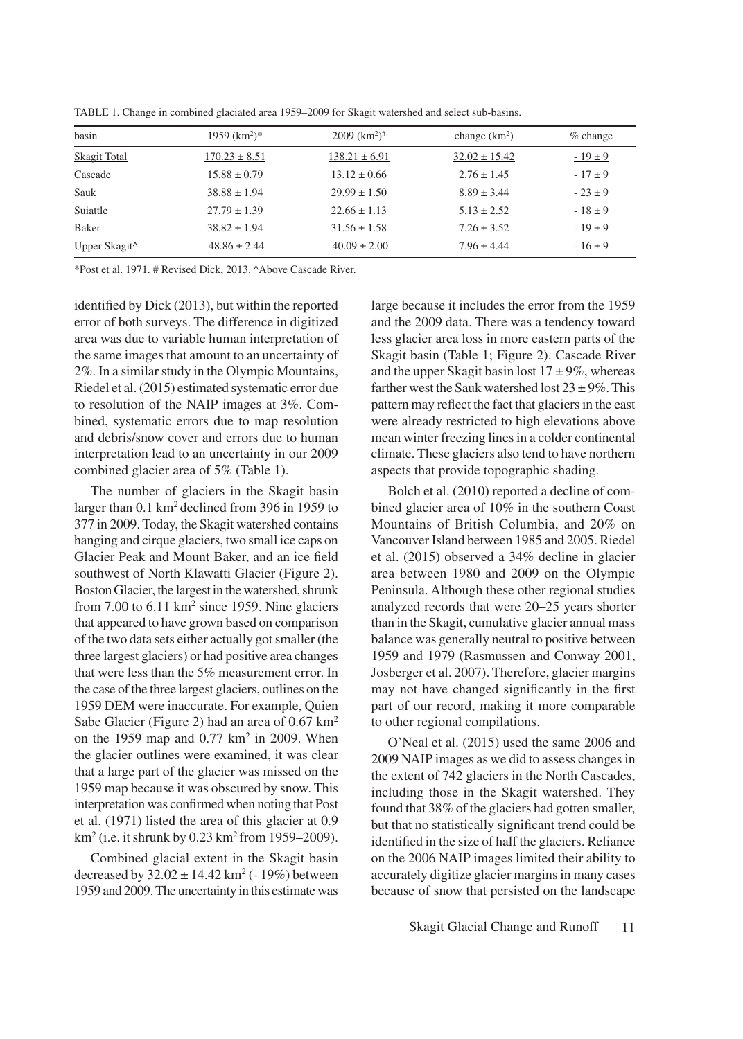TABLE 1. Change in combined glaciated area 1959–2009 for Skagit watershed and select sub-basins.

| basin | 1959 (km$^2$)* | 2009 (km$^2$)$^{\#}$ | change (km$^2$) | % change |
|---|---|---|---|---|
| Skagit Total | 170.23 ± 8.51 | 138.21 ± 6.91 | 32.02 ± 15.42 | - 19 ± 9 |
| Cascade | 15.88 ± 0.79 | 13.12 ± 0.66 | 2.76 ± 1.45 | - 17 ± 9 |
| Sauk | 38.88 ± 1.94 | 29.99 ± 1.50 | 8.89 ± 3.44 | - 23 ± 9 |
| Suiattle | 27.79 ± 1.39 | 22.66 ± 1.13 | 5.13 ± 2.52 | - 18 ± 9 |
| Baker | 38.82 ± 1.94 | 31.56 ± 1.58 | 7.26 ± 3.52 | - 19 ± 9 |
| Upper Skagit^ | 48.86 ± 2.44 | 40.09 ± 2.00 | 7.96 ± 4.44 | - 16 ± 9 |

*Post et al. 1971. # Revised Dick, 2013. ^Above Cascade River.

identified by Dick (2013), but within the reported error of both surveys. The difference in digitized area was due to variable human interpretation of the same images that amount to an uncertainty of 2%. In a similar study in the Olympic Mountains, Riedel et al. (2015) estimated systematic error due to resolution of the NAIP images at 3%. Combined, systematic errors due to map resolution and debris/snow cover and errors due to human interpretation lead to an uncertainty in our 2009 combined glacier area of 5% (Table 1).

The number of glaciers in the Skagit basin larger than 0.1 km$^2$ declined from 396 in 1959 to 377 in 2009. Today, the Skagit watershed contains hanging and cirque glaciers, two small ice caps on Glacier Peak and Mount Baker, and an ice field southwest of North Klawatti Glacier (Figure 2). Boston Glacier, the largest in the watershed, shrunk from 7.00 to 6.11 km$^2$ since 1959. Nine glaciers that appeared to have grown based on comparison of the two data sets either actually got smaller (the three largest glaciers) or had positive area changes that were less than the 5% measurement error. In the case of the three largest glaciers, outlines on the 1959 DEM were inaccurate. For example, Quien Sabe Glacier (Figure 2) had an area of 0.67 km$^2$ on the 1959 map and 0.77 km$^2$ in 2009. When the glacier outlines were examined, it was clear that a large part of the glacier was missed on the 1959 map because it was obscured by snow. This interpretation was confirmed when noting that Post et al. (1971) listed the area of this glacier at 0.9 km$^2$ (i.e. it shrunk by 0.23 km$^2$ from 1959–2009).

Combined glacial extent in the Skagit basin decreased by 32.02 ± 14.42 km$^2$ (- 19%) between 1959 and 2009. The uncertainty in this estimate was large because it includes the error from the 1959 and the 2009 data. There was a tendency toward less glacier area loss in more eastern parts of the Skagit basin (Table 1; Figure 2). Cascade River and the upper Skagit basin lost 17 ± 9%, whereas farther west the Sauk watershed lost 23 ± 9%. This pattern may reflect the fact that glaciers in the east were already restricted to high elevations above mean winter freezing lines in a colder continental climate. These glaciers also tend to have northern aspects that provide topographic shading.

Bolch et al. (2010) reported a decline of combined glacier area of 10% in the southern Coast Mountains of British Columbia, and 20% on Vancouver Island between 1985 and 2005. Riedel et al. (2015) observed a 34% decline in glacier area between 1980 and 2009 on the Olympic Peninsula. Although these other regional studies analyzed records that were 20–25 years shorter than in the Skagit, cumulative glacier annual mass balance was generally neutral to positive between 1959 and 1979 (Rasmussen and Conway 2001, Josberger et al. 2007). Therefore, glacier margins may not have changed significantly in the first part of our record, making it more comparable to other regional compilations.

O'Neal et al. (2015) used the same 2006 and 2009 NAIP images as we did to assess changes in the extent of 742 glaciers in the North Cascades, including those in the Skagit watershed. They found that 38% of the glaciers had gotten smaller, but that no statistically significant trend could be identified in the size of half the glaciers. Reliance on the 2006 NAIP images limited their ability to accurately digitize glacier margins in many cases because of snow that persisted on the landscape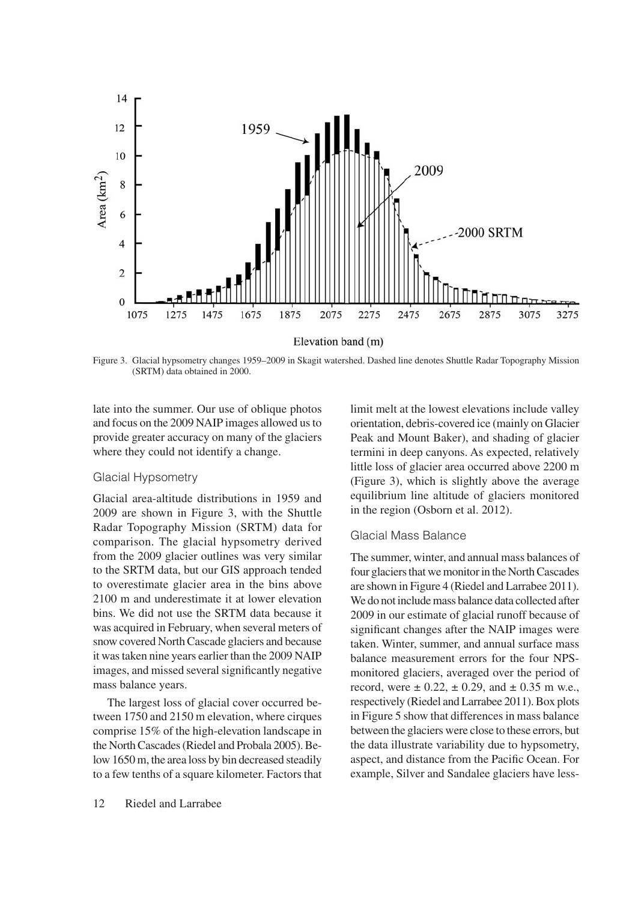Figure 3. Glacial hypsometry changes 1959–2009 in Skagit watershed. Dashed line denotes Shuttle Radar Topography Mission (SRTM) data obtained in 2000.

late into the summer. Our use of oblique photos and focus on the 2009 NAIP images allowed us to provide greater accuracy on many of the glaciers where they could not identify a change.

### Glacial Hypsometry

Glacial area-altitude distributions in 1959 and 2009 are shown in Figure 3, with the Shuttle Radar Topography Mission (SRTM) data for comparison. The glacial hypsometry derived from the 2009 glacier outlines was very similar to the SRTM data, but our GIS approach tended to overestimate glacier area in the bins above 2100 m and underestimate it at lower elevation bins. We did not use the SRTM data because it was acquired in February, when several meters of snow covered North Cascade glaciers and because it was taken nine years earlier than the 2009 NAIP images, and missed several significantly negative mass balance years.

The largest loss of glacial cover occurred between 1750 and 2150 m elevation, where cirques comprise 15% of the high-elevation landscape in the North Cascades (Riedel and Probala 2005). Below 1650 m, the area loss by bin decreased steadily to a few tenths of a square kilometer. Factors that limit melt at the lowest elevations include valley orientation, debris-covered ice (mainly on Glacier Peak and Mount Baker), and shading of glacier termini in deep canyons. As expected, relatively little loss of glacier area occurred above 2200 m (Figure 3), which is slightly above the average equilibrium line altitude of glaciers monitored in the region (Osborn et al. 2012).

### Glacial Mass Balance

The summer, winter, and annual mass balances of four glaciers that we monitor in the North Cascades are shown in Figure 4 (Riedel and Larrabee 2011). We do not include mass balance data collected after 2009 in our estimate of glacial runoff because of significant changes after the NAIP images were taken. Winter, summer, and annual surface mass balance measurement errors for the four NPS-monitored glaciers, averaged over the period of record, were ± 0.22, ± 0.29, and ± 0.35 m w.e., respectively (Riedel and Larrabee 2011). Box plots in Figure 5 show that differences in mass balance between the glaciers were close to these errors, but the data illustrate variability due to hypsometry, aspect, and distance from the Pacific Ocean. For example, Silver and Sandalee glaciers have less-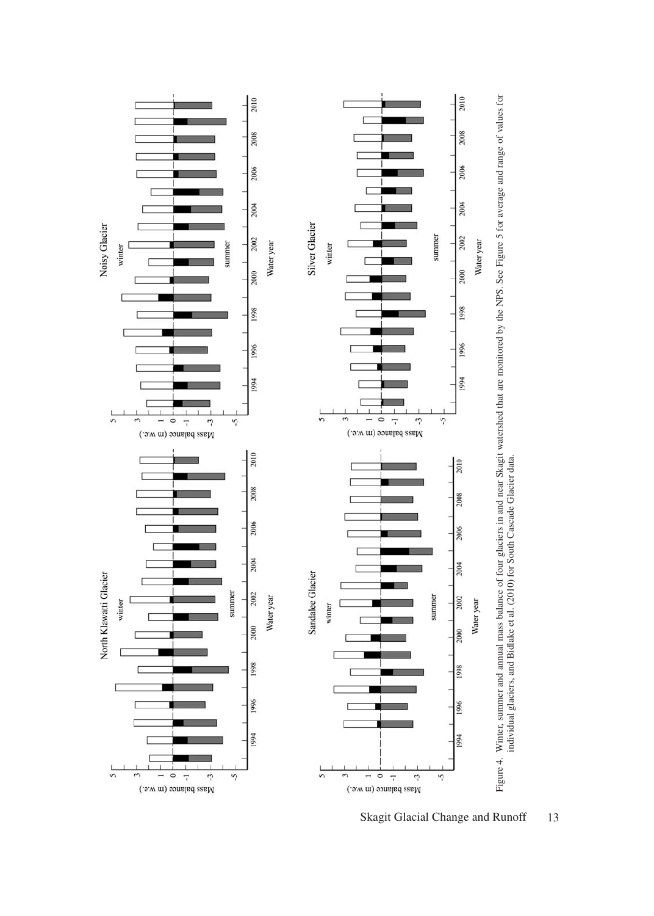Figure 4. Winter, summer and annual mass balance of four glaciers in and near Skagit watershed that are monitored by the NPS. See Figure 5 for average and range of values for individual glaciers, and Bidlake et al. (2010) for South Cascade Glacier data.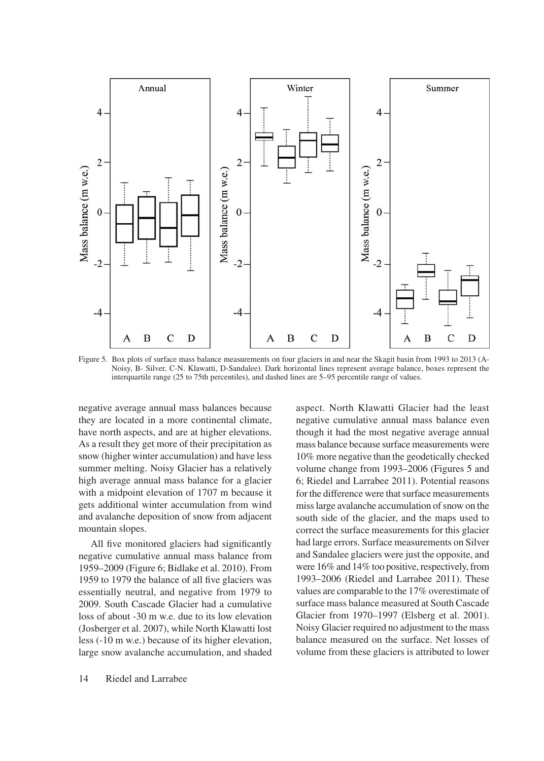Figure 5. Box plots of surface mass balance measurements on four glaciers in and near the Skagit basin from 1993 to 2013 (A- Noisy, B- Silver, C-N. Klawatti, D-Sandalee). Dark horizontal lines represent average balance, boxes represent the interquartile range (25 to 75th percentiles), and dashed lines are 5–95 percentile range of values.

negative average annual mass balances because they are located in a more continental climate, have north aspects, and are at higher elevations. As a result they get more of their precipitation as snow (higher winter accumulation) and have less summer melting. Noisy Glacier has a relatively high average annual mass balance for a glacier with a midpoint elevation of 1707 m because it gets additional winter accumulation from wind and avalanche deposition of snow from adjacent mountain slopes.

All five monitored glaciers had significantly negative cumulative annual mass balance from 1959–2009 (Figure 6; Bidlake et al. 2010). From 1959 to 1979 the balance of all five glaciers was essentially neutral, and negative from 1979 to 2009. South Cascade Glacier had a cumulative loss of about -30 m w.e. due to its low elevation (Josberger et al. 2007), while North Klawatti lost less (-10 m w.e.) because of its higher elevation, large snow avalanche accumulation, and shaded aspect. North Klawatti Glacier had the least negative cumulative annual mass balance even though it had the most negative average annual mass balance because surface measurements were 10% more negative than the geodetically checked volume change from 1993–2006 (Figures 5 and 6; Riedel and Larrabee 2011). Potential reasons for the difference were that surface measurements miss large avalanche accumulation of snow on the south side of the glacier, and the maps used to correct the surface measurements for this glacier had large errors. Surface measurements on Silver and Sandalee glaciers were just the opposite, and were 16% and 14% too positive, respectively, from 1993–2006 (Riedel and Larrabee 2011). These values are comparable to the 17% overestimate of surface mass balance measured at South Cascade Glacier from 1970–1997 (Elsberg et al. 2001). Noisy Glacier required no adjustment to the mass balance measured on the surface. Net losses of volume from these glaciers is attributed to lower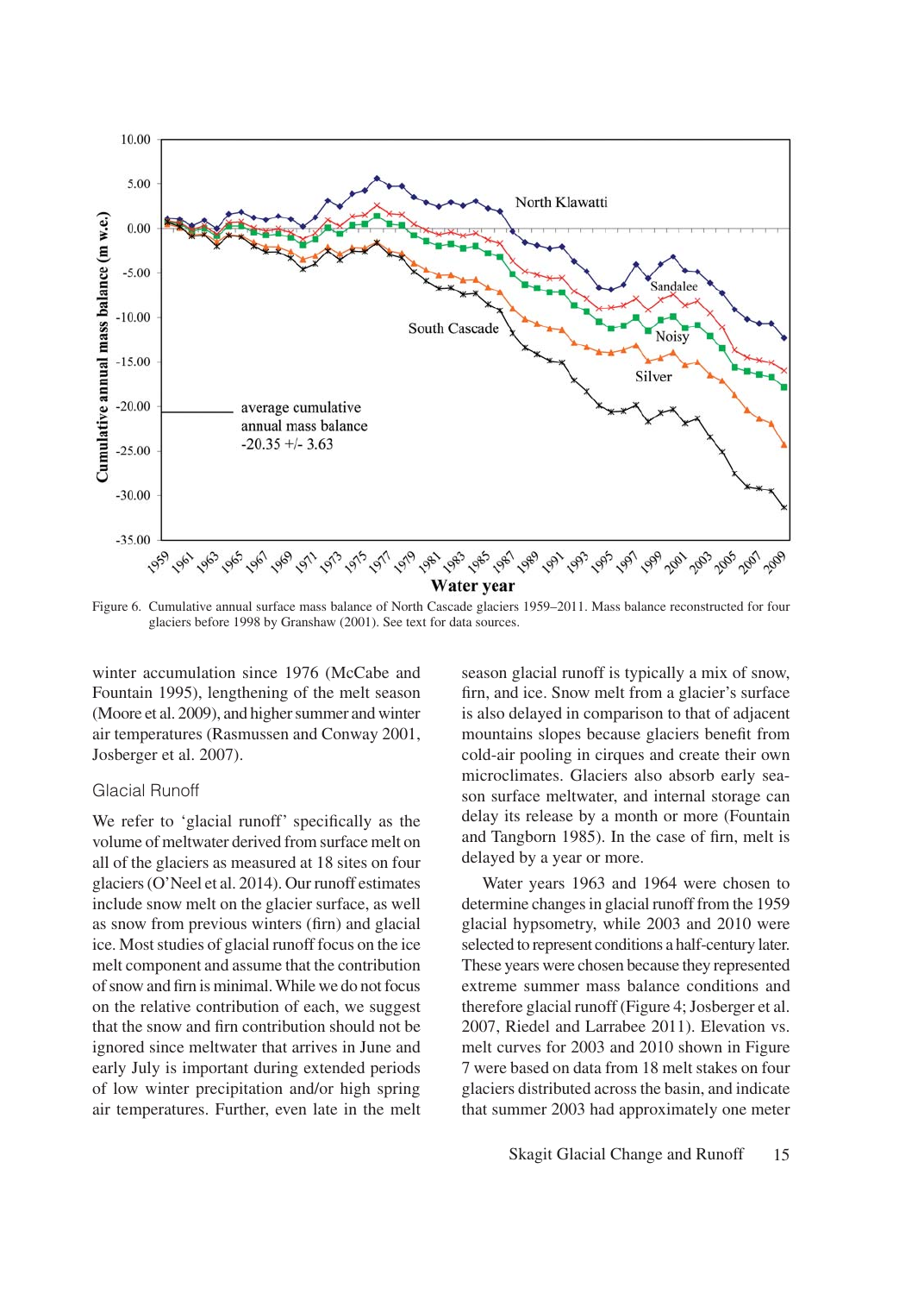Figure 6. Cumulative annual surface mass balance of North Cascade glaciers 1959–2011. Mass balance reconstructed for four glaciers before 1998 by Granshaw (2001). See text for data sources.

winter accumulation since 1976 (McCabe and Fountain 1995), lengthening of the melt season (Moore et al. 2009), and higher summer and winter air temperatures (Rasmussen and Conway 2001, Josberger et al. 2007).

## Glacial Runoff

We refer to 'glacial runoff' specifically as the volume of meltwater derived from surface melt on all of the glaciers as measured at 18 sites on four glaciers (O'Neel et al. 2014). Our runoff estimates include snow melt on the glacier surface, as well as snow from previous winters (firn) and glacial ice. Most studies of glacial runoff focus on the ice melt component and assume that the contribution of snow and firn is minimal. While we do not focus on the relative contribution of each, we suggest that the snow and firn contribution should not be ignored since meltwater that arrives in June and early July is important during extended periods of low winter precipitation and/or high spring air temperatures. Further, even late in the melt season glacial runoff is typically a mix of snow, firn, and ice. Snow melt from a glacier's surface is also delayed in comparison to that of adjacent mountains slopes because glaciers benefit from cold-air pooling in cirques and create their own microclimates. Glaciers also absorb early season surface meltwater, and internal storage can delay its release by a month or more (Fountain and Tangborn 1985). In the case of firn, melt is delayed by a year or more.

Water years 1963 and 1964 were chosen to determine changes in glacial runoff from the 1959 glacial hypsometry, while 2003 and 2010 were selected to represent conditions a half-century later. These years were chosen because they represented extreme summer mass balance conditions and therefore glacial runoff (Figure 4; Josberger et al. 2007, Riedel and Larrabee 2011). Elevation vs. melt curves for 2003 and 2010 shown in Figure 7 were based on data from 18 melt stakes on four glaciers distributed across the basin, and indicate that summer 2003 had approximately one meter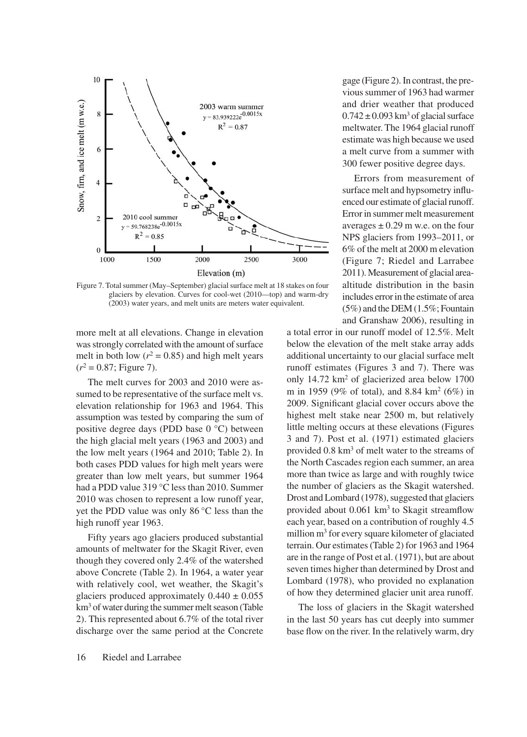Figure 7. Total summer (May–September) glacial surface melt at 18 stakes on four glaciers by elevation. Curves for cool-wet (2010—top) and warm-dry (2003) water years, and melt units are meters water equivalent.

gage (Figure 2). In contrast, the previous summer of 1963 had warmer and drier weather that produced $0.742 \pm 0.093$ km$^3$ of glacial surface meltwater. The 1964 glacial runoff estimate was high because we used a melt curve from a summer with 300 fewer positive degree days.

Errors from measurement of surface melt and hypsometry influenced our estimate of glacial runoff. Error in summer melt measurement averages $\pm$ 0.29 m w.e. on the four NPS glaciers from 1993–2011, or 6% of the melt at 2000 m elevation (Figure 7; Riedel and Larrabee 2011). Measurement of glacial area-altitude distribution in the basin includes error in the estimate of area (5%) and the DEM (1.5%; Fountain and Granshaw 2006), resulting in

more melt at all elevations. Change in elevation was strongly correlated with the amount of surface melt in both low ($r^2 = 0.85$) and high melt years ($r^2 = 0.87$; Figure 7).

The melt curves for 2003 and 2010 were assumed to be representative of the surface melt vs. elevation relationship for 1963 and 1964. This assumption was tested by comparing the sum of positive degree days (PDD base 0 °C) between the high glacial melt years (1963 and 2003) and the low melt years (1964 and 2010; Table 2). In both cases PDD values for high melt years were greater than low melt years, but summer 1964 had a PDD value 319 °C less than 2010. Summer 2010 was chosen to represent a low runoff year, yet the PDD value was only 86 °C less than the high runoff year 1963.

Fifty years ago glaciers produced substantial amounts of meltwater for the Skagit River, even though they covered only 2.4% of the watershed above Concrete (Table 2). In 1964, a water year with relatively cool, wet weather, the Skagit's glaciers produced approximately $0.440 \pm 0.055$ km$^3$ of water during the summer melt season (Table 2). This represented about 6.7% of the total river discharge over the same period at the Concrete

a total error in our runoff model of 12.5%. Melt below the elevation of the melt stake array adds additional uncertainty to our glacial surface melt runoff estimates (Figures 3 and 7). There was only 14.72 km$^2$ of glacierized area below 1700 m in 1959 (9% of total), and 8.84 km$^2$ (6%) in 2009. Significant glacial cover occurs above the highest melt stake near 2500 m, but relatively little melting occurs at these elevations (Figures 3 and 7). Post et al. (1971) estimated glaciers provided 0.8 km$^3$ of melt water to the streams of the North Cascades region each summer, an area more than twice as large and with roughly twice the number of glaciers as the Skagit watershed. Drost and Lombard (1978), suggested that glaciers provided about 0.061 km$^3$ to Skagit streamflow each year, based on a contribution of roughly 4.5 million m$^3$ for every square kilometer of glaciated terrain. Our estimates (Table 2) for 1963 and 1964 are in the range of Post et al. (1971), but are about seven times higher than determined by Drost and Lombard (1978), who provided no explanation of how they determined glacier unit area runoff.

The loss of glaciers in the Skagit watershed in the last 50 years has cut deeply into summer base flow on the river. In the relatively warm, dry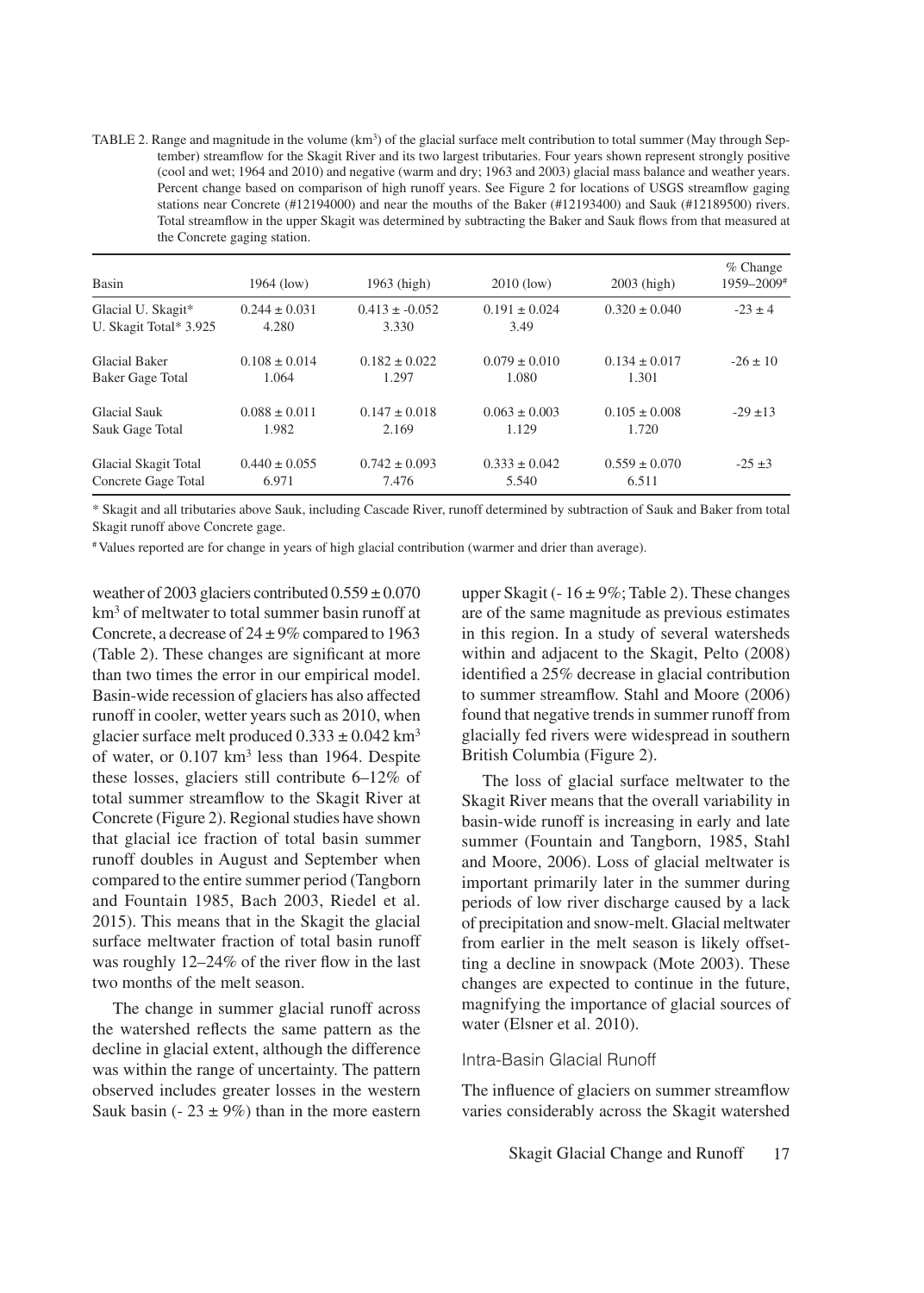TABLE 2. Range and magnitude in the volume (km$^3$) of the glacial surface melt contribution to total summer (May through September) streamflow for the Skagit River and its two largest tributaries. Four years shown represent strongly positive (cool and wet; 1964 and 2010) and negative (warm and dry; 1963 and 2003) glacial mass balance and weather years. Percent change based on comparison of high runoff years. See Figure 2 for locations of USGS streamflow gaging stations near Concrete (#12194000) and near the mouths of the Baker (#12193400) and Sauk (#12189500) rivers. Total streamflow in the upper Skagit was determined by subtracting the Baker and Sauk flows from that measured at the Concrete gaging station.

| Basin | 1964 (low) | 1963 (high) | 2010 (low) | 2003 (high) | % Change 1959–2009[#] |
|---|---|---|---|---|---|
| Glacial U. Skagit* | 0.244 ± 0.031 | 0.413 ± -0.052 | 0.191 ± 0.024 | 0.320 ± 0.040 | -23 ± 4 |
| U. Skagit Total* 3.925 | 4.280 | 3.330 | 3.49 | | |
| Glacial Baker | 0.108 ± 0.014 | 0.182 ± 0.022 | 0.079 ± 0.010 | 0.134 ± 0.017 | -26 ± 10 |
| Baker Gage Total | 1.064 | 1.297 | 1.080 | 1.301 | |
| Glacial Sauk | 0.088 ± 0.011 | 0.147 ± 0.018 | 0.063 ± 0.003 | 0.105 ± 0.008 | -29 ±13 |
| Sauk Gage Total | 1.982 | 2.169 | 1.129 | 1.720 | |
| Glacial Skagit Total | 0.440 ± 0.055 | 0.742 ± 0.093 | 0.333 ± 0.042 | 0.559 ± 0.070 | -25 ±3 |
| Concrete Gage Total | 6.971 | 7.476 | 5.540 | 6.511 | |

* Skagit and all tributaries above Sauk, including Cascade River, runoff determined by subtraction of Sauk and Baker from total Skagit runoff above Concrete gage.

[#] Values reported are for change in years of high glacial contribution (warmer and drier than average).

weather of 2003 glaciers contributed 0.559 ± 0.070 km$^3$ of meltwater to total summer basin runoff at Concrete, a decrease of 24 ± 9% compared to 1963 (Table 2). These changes are significant at more than two times the error in our empirical model. Basin-wide recession of glaciers has also affected runoff in cooler, wetter years such as 2010, when glacier surface melt produced 0.333 ± 0.042 km$^3$ of water, or 0.107 km$^3$ less than 1964. Despite these losses, glaciers still contribute 6–12% of total summer streamflow to the Skagit River at Concrete (Figure 2). Regional studies have shown that glacial ice fraction of total basin summer runoff doubles in August and September when compared to the entire summer period (Tangborn and Fountain 1985, Bach 2003, Riedel et al. 2015). This means that in the Skagit the glacial surface meltwater fraction of total basin runoff was roughly 12–24% of the river flow in the last two months of the melt season.

The change in summer glacial runoff across the watershed reflects the same pattern as the decline in glacial extent, although the difference was within the range of uncertainty. The pattern observed includes greater losses in the western Sauk basin (- 23 ± 9%) than in the more eastern upper Skagit (- 16 ± 9%; Table 2). These changes are of the same magnitude as previous estimates in this region. In a study of several watersheds within and adjacent to the Skagit, Pelto (2008) identified a 25% decrease in glacial contribution to summer streamflow. Stahl and Moore (2006) found that negative trends in summer runoff from glacially fed rivers were widespread in southern British Columbia (Figure 2).

The loss of glacial surface meltwater to the Skagit River means that the overall variability in basin-wide runoff is increasing in early and late summer (Fountain and Tangborn, 1985, Stahl and Moore, 2006). Loss of glacial meltwater is important primarily later in the summer during periods of low river discharge caused by a lack of precipitation and snow-melt. Glacial meltwater from earlier in the melt season is likely offsetting a decline in snowpack (Mote 2003). These changes are expected to continue in the future, magnifying the importance of glacial sources of water (Elsner et al. 2010).

### Intra-Basin Glacial Runoff

The influence of glaciers on summer streamflow varies considerably across the Skagit watershed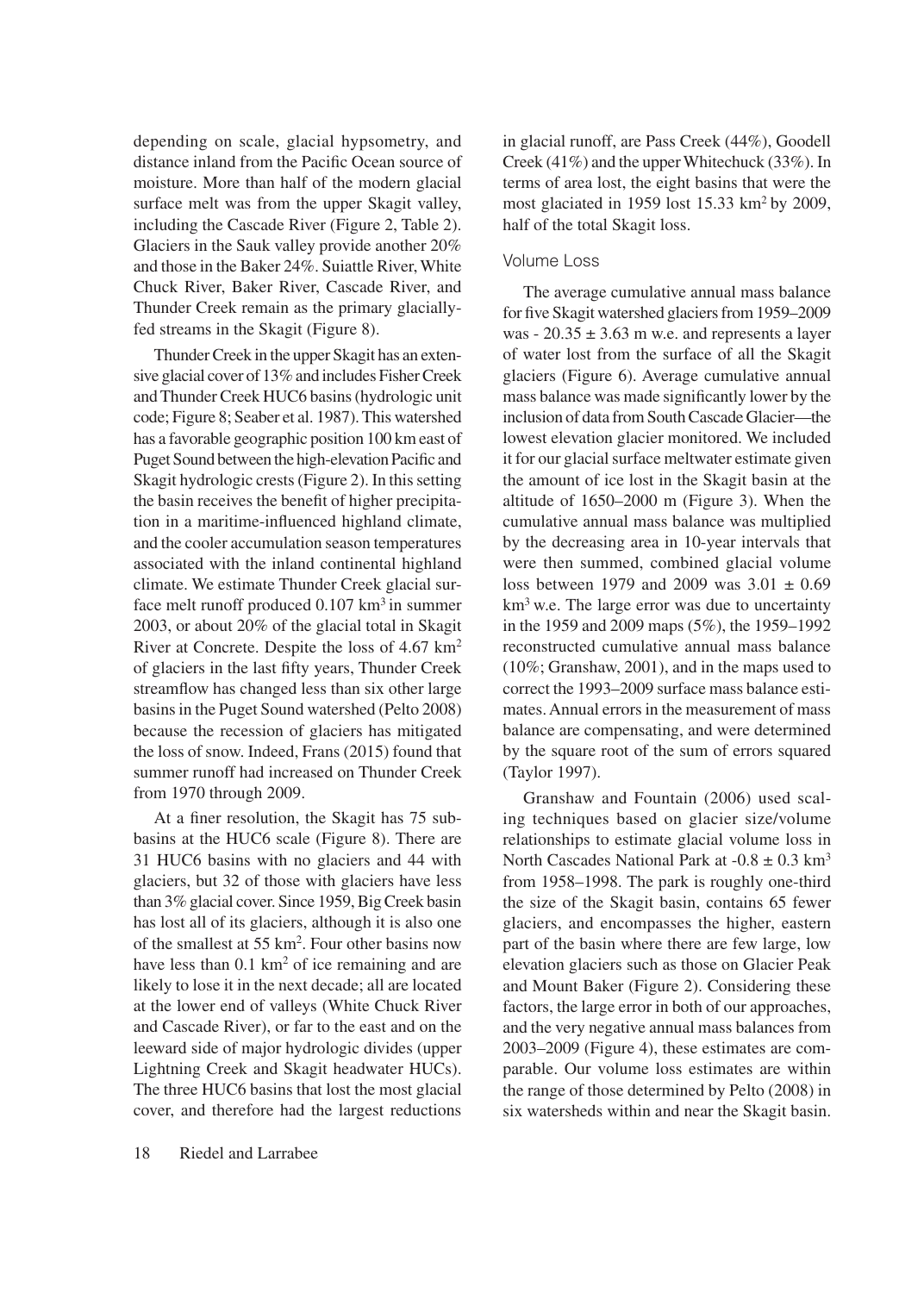depending on scale, glacial hypsometry, and distance inland from the Pacific Ocean source of moisture. More than half of the modern glacial surface melt was from the upper Skagit valley, including the Cascade River (Figure 2, Table 2). Glaciers in the Sauk valley provide another 20% and those in the Baker 24%. Suiattle River, White Chuck River, Baker River, Cascade River, and Thunder Creek remain as the primary glacially-fed streams in the Skagit (Figure 8).

Thunder Creek in the upper Skagit has an extensive glacial cover of 13% and includes Fisher Creek and Thunder Creek HUC6 basins (hydrologic unit code; Figure 8; Seaber et al. 1987). This watershed has a favorable geographic position 100 km east of Puget Sound between the high-elevation Pacific and Skagit hydrologic crests (Figure 2). In this setting the basin receives the benefit of higher precipitation in a maritime-influenced highland climate, and the cooler accumulation season temperatures associated with the inland continental highland climate. We estimate Thunder Creek glacial surface melt runoff produced 0.107 km$^3$ in summer 2003, or about 20% of the glacial total in Skagit River at Concrete. Despite the loss of 4.67 km$^2$ of glaciers in the last fifty years, Thunder Creek streamflow has changed less than six other large basins in the Puget Sound watershed (Pelto 2008) because the recession of glaciers has mitigated the loss of snow. Indeed, Frans (2015) found that summer runoff had increased on Thunder Creek from 1970 through 2009.

At a finer resolution, the Skagit has 75 subbasins at the HUC6 scale (Figure 8). There are 31 HUC6 basins with no glaciers and 44 with glaciers, but 32 of those with glaciers have less than 3% glacial cover. Since 1959, Big Creek basin has lost all of its glaciers, although it is also one of the smallest at 55 km$^2$. Four other basins now have less than 0.1 km$^2$ of ice remaining and are likely to lose it in the next decade; all are located at the lower end of valleys (White Chuck River and Cascade River), or far to the east and on the leeward side of major hydrologic divides (upper Lightning Creek and Skagit headwater HUCs). The three HUC6 basins that lost the most glacial cover, and therefore had the largest reductions in glacial runoff, are Pass Creek (44%), Goodell Creek (41%) and the upper Whitechuck (33%). In terms of area lost, the eight basins that were the most glaciated in 1959 lost 15.33 km$^2$ by 2009, half of the total Skagit loss.

### Volume Loss

The average cumulative annual mass balance for five Skagit watershed glaciers from 1959–2009 was - 20.35 ± 3.63 m w.e. and represents a layer of water lost from the surface of all the Skagit glaciers (Figure 6). Average cumulative annual mass balance was made significantly lower by the inclusion of data from South Cascade Glacier—the lowest elevation glacier monitored. We included it for our glacial surface meltwater estimate given the amount of ice lost in the Skagit basin at the altitude of 1650–2000 m (Figure 3). When the cumulative annual mass balance was multiplied by the decreasing area in 10-year intervals that were then summed, combined glacial volume loss between 1979 and 2009 was 3.01 ± 0.69 km$^3$ w.e. The large error was due to uncertainty in the 1959 and 2009 maps (5%), the 1959–1992 reconstructed cumulative annual mass balance (10%; Granshaw, 2001), and in the maps used to correct the 1993–2009 surface mass balance estimates. Annual errors in the measurement of mass balance are compensating, and were determined by the square root of the sum of errors squared (Taylor 1997).

Granshaw and Fountain (2006) used scaling techniques based on glacier size/volume relationships to estimate glacial volume loss in North Cascades National Park at -0.8 ± 0.3 km$^3$ from 1958–1998. The park is roughly one-third the size of the Skagit basin, contains 65 fewer glaciers, and encompasses the higher, eastern part of the basin where there are few large, low elevation glaciers such as those on Glacier Peak and Mount Baker (Figure 2). Considering these factors, the large error in both of our approaches, and the very negative annual mass balances from 2003–2009 (Figure 4), these estimates are comparable. Our volume loss estimates are within the range of those determined by Pelto (2008) in six watersheds within and near the Skagit basin.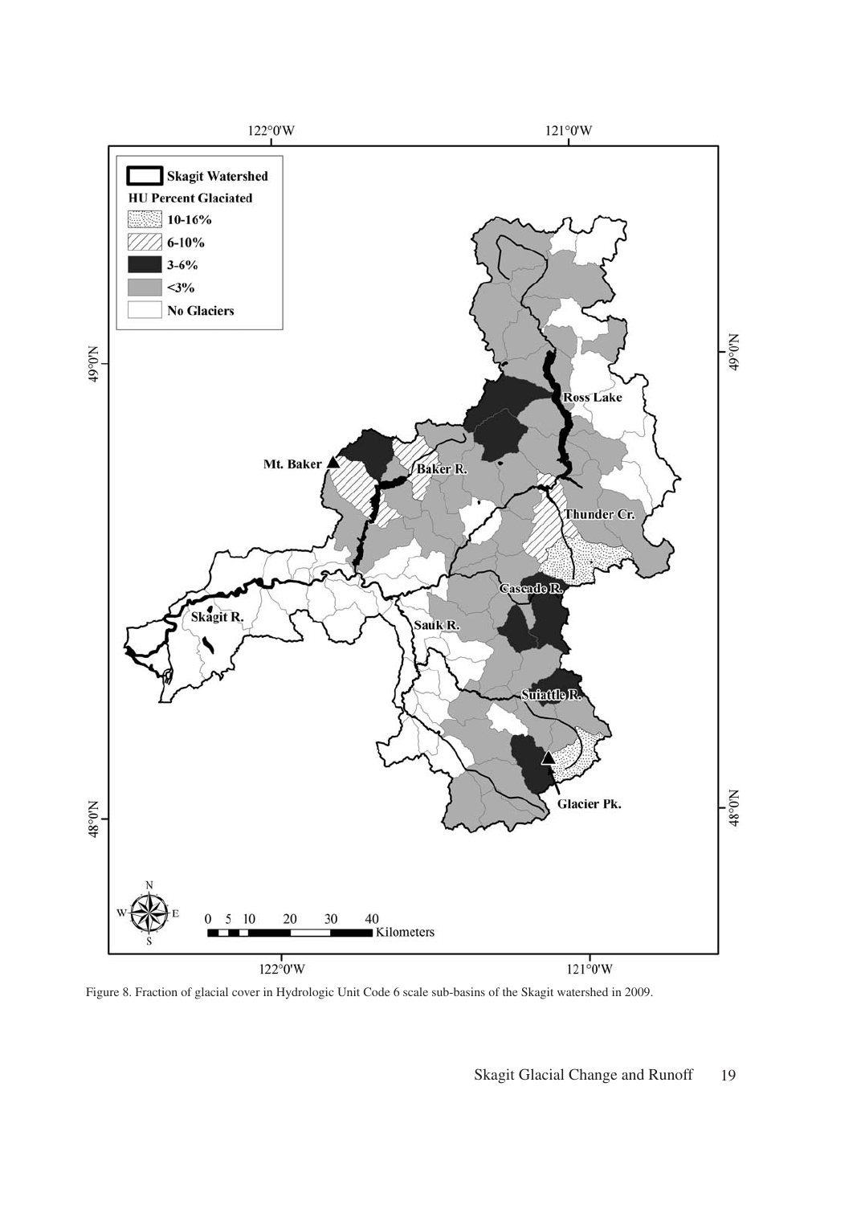Figure 8. Fraction of glacial cover in Hydrologic Unit Code 6 scale sub-basins of the Skagit watershed in 2009.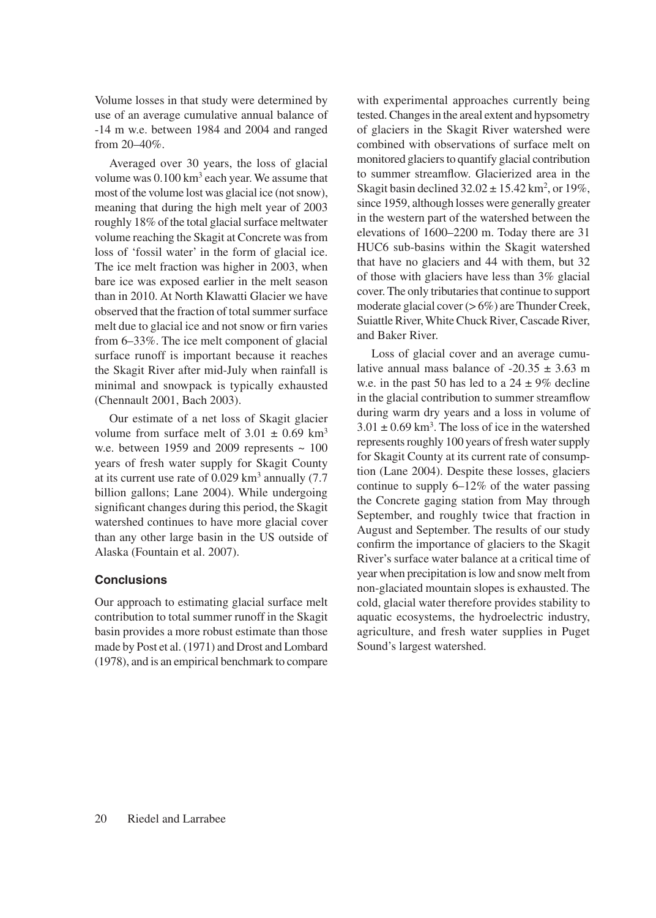Volume losses in that study were determined by use of an average cumulative annual balance of -14 m w.e. between 1984 and 2004 and ranged from 20–40%.

Averaged over 30 years, the loss of glacial volume was 0.100 $km^3$ each year. We assume that most of the volume lost was glacial ice (not snow), meaning that during the high melt year of 2003 roughly 18% of the total glacial surface meltwater volume reaching the Skagit at Concrete was from loss of 'fossil water' in the form of glacial ice. The ice melt fraction was higher in 2003, when bare ice was exposed earlier in the melt season than in 2010. At North Klawatti Glacier we have observed that the fraction of total summer surface melt due to glacial ice and not snow or firn varies from 6–33%. The ice melt component of glacial surface runoff is important because it reaches the Skagit River after mid-July when rainfall is minimal and snowpack is typically exhausted (Chennault 2001, Bach 2003).

Our estimate of a net loss of Skagit glacier volume from surface melt of $3.01 \pm 0.69$ $km^3$ w.e. between 1959 and 2009 represents ~ 100 years of fresh water supply for Skagit County at its current use rate of 0.029 $km^3$ annually (7.7 billion gallons; Lane 2004). While undergoing significant changes during this period, the Skagit watershed continues to have more glacial cover than any other large basin in the US outside of Alaska (Fountain et al. 2007).

## Conclusions

Our approach to estimating glacial surface melt contribution to total summer runoff in the Skagit basin provides a more robust estimate than those made by Post et al. (1971) and Drost and Lombard (1978), and is an empirical benchmark to compare with experimental approaches currently being tested. Changes in the areal extent and hypsometry of glaciers in the Skagit River watershed were combined with observations of surface melt on monitored glaciers to quantify glacial contribution to summer streamflow. Glacierized area in the Skagit basin declined $32.02 \pm 15.42$ $km^2$, or 19%, since 1959, although losses were generally greater in the western part of the watershed between the elevations of 1600–2200 m. Today there are 31 HUC6 sub-basins within the Skagit watershed that have no glaciers and 44 with them, but 32 of those with glaciers have less than 3% glacial cover. The only tributaries that continue to support moderate glacial cover (> 6%) are Thunder Creek, Suiattle River, White Chuck River, Cascade River, and Baker River.

Loss of glacial cover and an average cumulative annual mass balance of $-20.35 \pm 3.63$ m w.e. in the past 50 has led to a $24 \pm 9$% decline in the glacial contribution to summer streamflow during warm dry years and a loss in volume of $3.01 \pm 0.69$ $km^3$. The loss of ice in the watershed represents roughly 100 years of fresh water supply for Skagit County at its current rate of consumption (Lane 2004). Despite these losses, glaciers continue to supply 6–12% of the water passing the Concrete gaging station from May through September, and roughly twice that fraction in August and September. The results of our study confirm the importance of glaciers to the Skagit River's surface water balance at a critical time of year when precipitation is low and snow melt from non-glaciated mountain slopes is exhausted. The cold, glacial water therefore provides stability to aquatic ecosystems, the hydroelectric industry, agriculture, and fresh water supplies in Puget Sound's largest watershed.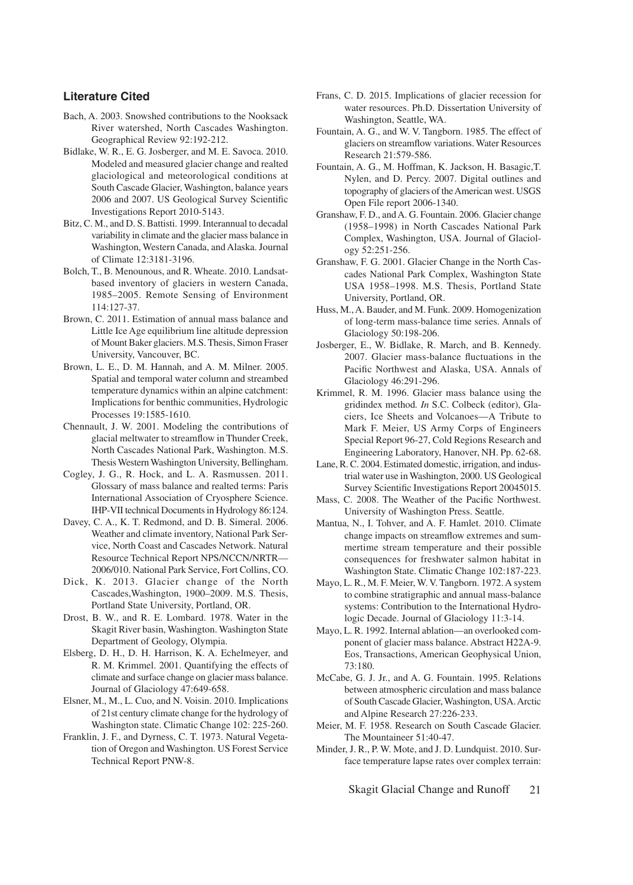### Literature Cited

Bach, A. 2003. Snowshed contributions to the Nooksack River watershed, North Cascades Washington. Geographical Review 92:192-212.

Bidlake, W. R., E. G. Josberger, and M. E. Savoca. 2010. Modeled and measured glacier change and realted glaciological and meteorological conditions at South Cascade Glacier, Washington, balance years 2006 and 2007. US Geological Survey Scientific Investigations Report 2010-5143.

Bitz, C. M., and D. S. Battisti. 1999. Interannual to decadal variability in climate and the glacier mass balance in Washington, Western Canada, and Alaska. Journal of Climate 12:3181-3196.

Bolch, T., B. Menounous, and R. Wheate. 2010. Landsat-based inventory of glaciers in western Canada, 1985–2005. Remote Sensing of Environment 114:127-37.

Brown, C. 2011. Estimation of annual mass balance and Little Ice Age equilibrium line altitude depression of Mount Baker glaciers. M.S. Thesis, Simon Fraser University, Vancouver, BC.

Brown, L. E., D. M. Hannah, and A. M. Milner. 2005. Spatial and temporal water column and streambed temperature dynamics within an alpine catchment: Implications for benthic communities, Hydrologic Processes 19:1585-1610.

Chennault, J. W. 2001. Modeling the contributions of glacial meltwater to streamflow in Thunder Creek, North Cascades National Park, Washington. M.S. Thesis Western Washington University, Bellingham.

Cogley, J. G., R. Hock, and L. A. Rasmussen. 2011. Glossary of mass balance and realted terms: Paris International Association of Cryosphere Science. IHP-VII technical Documents in Hydrology 86:124.

Davey, C. A., K. T. Redmond, and D. B. Simeral. 2006. Weather and climate inventory, National Park Service, North Coast and Cascades Network. Natural Resource Technical Report NPS/NCCN/NRTR—2006/010. National Park Service, Fort Collins, CO.

Dick, K. 2013. Glacier change of the North Cascades,Washington, 1900–2009. M.S. Thesis, Portland State University, Portland, OR.

Drost, B. W., and R. E. Lombard. 1978. Water in the Skagit River basin, Washington. Washington State Department of Geology, Olympia.

Elsberg, D. H., D. H. Harrison, K. A. Echelmeyer, and R. M. Krimmel. 2001. Quantifying the effects of climate and surface change on glacier mass balance. Journal of Glaciology 47:649-658.

Elsner, M., M., L. Cuo, and N. Voisin. 2010. Implications of 21st century climate change for the hydrology of Washington state. Climatic Change 102: 225-260.

Franklin, J. F., and Dyrness, C. T. 1973. Natural Vegetation of Oregon and Washington. US Forest Service Technical Report PNW-8.

Frans, C. D. 2015. Implications of glacier recession for water resources. Ph.D. Dissertation University of Washington, Seattle, WA.

Fountain, A. G., and W. V. Tangborn. 1985. The effect of glaciers on streamflow variations. Water Resources Research 21:579-586.

Fountain, A. G., M. Hoffman, K. Jackson, H. Basagic,T. Nylen, and D. Percy. 2007. Digital outlines and topography of glaciers of the American west. USGS Open File report 2006-1340.

Granshaw, F. D., and A. G. Fountain. 2006. Glacier change (1958–1998) in North Cascades National Park Complex, Washington, USA. Journal of Glaciology 52:251-256.

Granshaw, F. G. 2001. Glacier Change in the North Cascades National Park Complex, Washington State USA 1958–1998. M.S. Thesis, Portland State University, Portland, OR.

Huss, M., A. Bauder, and M. Funk. 2009. Homogenization of long-term mass-balance time series. Annals of Glaciology 50:198-206.

Josberger, E., W. Bidlake, R. March, and B. Kennedy. 2007. Glacier mass-balance fluctuations in the Pacific Northwest and Alaska, USA. Annals of Glaciology 46:291-296.

Krimmel, R. M. 1996. Glacier mass balance using the gridindex method. *In* S.C. Colbeck (editor), Glaciers, Ice Sheets and Volcanoes—A Tribute to Mark F. Meier, US Army Corps of Engineers Special Report 96-27, Cold Regions Research and Engineering Laboratory, Hanover, NH. Pp. 62-68.

Lane, R. C. 2004. Estimated domestic, irrigation, and industrial water use in Washington, 2000. US Geological Survey Scientific Investigations Report 20045015.

Mass, C. 2008. The Weather of the Pacific Northwest. University of Washington Press. Seattle.

Mantua, N., I. Tohver, and A. F. Hamlet. 2010. Climate change impacts on streamflow extremes and summertime stream temperature and their possible consequences for freshwater salmon habitat in Washington State. Climatic Change 102:187-223.

Mayo, L. R., M. F. Meier, W. V. Tangborn. 1972. A system to combine stratigraphic and annual mass-balance systems: Contribution to the International Hydrologic Decade. Journal of Glaciology 11:3-14.

Mayo, L. R. 1992. Internal ablation—an overlooked component of glacier mass balance. Abstract H22A-9. Eos, Transactions, American Geophysical Union, 73:180.

McCabe, G. J. Jr., and A. G. Fountain. 1995. Relations between atmospheric circulation and mass balance of South Cascade Glacier, Washington, USA. Arctic and Alpine Research 27:226-233.

Meier, M. F. 1958. Research on South Cascade Glacier. The Mountaineer 51:40-47.

Minder, J. R., P. W. Mote, and J. D. Lundquist. 2010. Surface temperature lapse rates over complex terrain: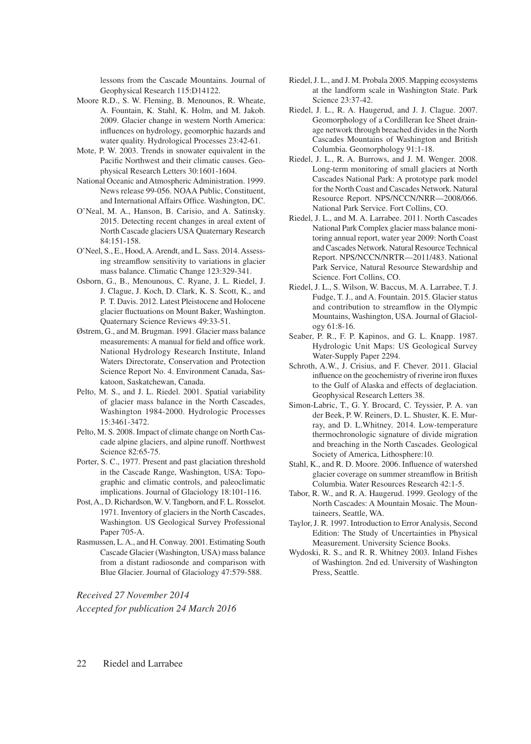lessons from the Cascade Mountains. Journal of Geophysical Research 115:D14122.

Moore R.D., S. W. Fleming, B. Menounos, R. Wheate, A. Fountain, K. Stahl, K. Holm, and M. Jakob. 2009. Glacier change in western North America: influences on hydrology, geomorphic hazards and water quality. Hydrological Processes 23:42-61.

Mote, P. W. 2003. Trends in snowater equivalent in the Pacific Northwest and their climatic causes. Geophysical Research Letters 30:1601-1604.

National Oceanic and Atmospheric Administration. 1999. News release 99-056. NOAA Public, Constituent, and International Affairs Office. Washington, DC.

O'Neal, M. A., Hanson, B. Carisio, and A. Satinsky. 2015. Detecting recent changes in areal extent of North Cascade glaciers USA Quaternary Research 84:151-158.

O'Neel, S., E., Hood, A. Arendt, and L. Sass. 2014. Assessing streamflow sensitivity to variations in glacier mass balance. Climatic Change 123:329-341.

Osborn, G., B., Menounous, C. Ryane, J. L. Riedel, J. J. Clague, J. Koch, D. Clark, K. S. Scott, K., and P. T. Davis. 2012. Latest Pleistocene and Holocene glacier fluctuations on Mount Baker, Washington. Quaternary Science Reviews 49:33-51.

Østrem, G., and M. Brugman. 1991. Glacier mass balance measurements: A manual for field and office work. National Hydrology Research Institute, Inland Waters Directorate, Conservation and Protection Science Report No. 4. Environment Canada, Saskatoon, Saskatchewan, Canada.

Pelto, M. S., and J. L. Riedel. 2001. Spatial variability of glacier mass balance in the North Cascades, Washington 1984-2000. Hydrologic Processes 15:3461-3472.

Pelto, M. S. 2008. Impact of climate change on North Cascade alpine glaciers, and alpine runoff. Northwest Science 82:65-75.

Porter, S. C., 1977. Present and past glaciation threshold in the Cascade Range, Washington, USA: Topographic and climatic controls, and paleoclimatic implications. Journal of Glaciology 18:101-116.

Post, A., D. Richardson, W. V. Tangborn, and F. L. Rosselot. 1971. Inventory of glaciers in the North Cascades, Washington. US Geological Survey Professional Paper 705-A.

Rasmussen, L. A., and H. Conway. 2001. Estimating South Cascade Glacier (Washington, USA) mass balance from a distant radiosonde and comparison with Blue Glacier. Journal of Glaciology 47:579-588.

*Received 27 November 2014*
*Accepted for publication 24 March 2016*

Riedel, J. L., and J. M. Probala 2005. Mapping ecosystems at the landform scale in Washington State. Park Science 23:37-42.

Riedel, J. L., R. A. Haugerud, and J. J. Clague. 2007. Geomorphology of a Cordilleran Ice Sheet drainage network through breached divides in the North Cascades Mountains of Washington and British Columbia. Geomorphology 91:1-18.

Riedel, J. L., R. A. Burrows, and J. M. Wenger. 2008. Long-term monitoring of small glaciers at North Cascades National Park: A prototype park model for the North Coast and Cascades Network. Natural Resource Report. NPS/NCCN/NRR—2008/066. National Park Service. Fort Collins, CO.

Riedel, J. L., and M. A. Larrabee. 2011. North Cascades National Park Complex glacier mass balance monitoring annual report, water year 2009: North Coast and Cascades Network. Natural Resource Technical Report. NPS/NCCN/NRTR—2011/483. National Park Service, Natural Resource Stewardship and Science. Fort Collins, CO.

Riedel, J. L., S. Wilson, W. Baccus, M. A. Larrabee, T. J. Fudge, T. J., and A. Fountain. 2015. Glacier status and contribution to streamflow in the Olympic Mountains, Washington, USA. Journal of Glaciology 61:8-16.

Seaber, P. R., F. P. Kapinos, and G. L. Knapp. 1987. Hydrologic Unit Maps: US Geological Survey Water-Supply Paper 2294.

Schroth, A.W., J. Crisius, and F. Chever. 2011. Glacial influence on the geochemistry of riverine iron fluxes to the Gulf of Alaska and effects of deglaciation. Geophysical Research Letters 38.

Simon-Labric, T., G. Y. Brocard, C. Teyssier, P. A. van der Beek, P. W. Reiners, D. L. Shuster, K. E. Murray, and D. L.Whitney. 2014. Low-temperature thermochronologic signature of divide migration and breaching in the North Cascades. Geological Society of America, Lithosphere:10.

Stahl, K., and R. D. Moore. 2006. Influence of watershed glacier coverage on summer streamflow in British Columbia. Water Resources Research 42:1-5.

Tabor, R. W., and R. A. Haugerud. 1999. Geology of the North Cascades: A Mountain Mosaic. The Mountaineers, Seattle, WA.

Taylor, J. R. 1997. Introduction to Error Analysis, Second Edition: The Study of Uncertainties in Physical Measurement. University Science Books.

Wydoski, R. S., and R. R. Whitney 2003. Inland Fishes of Washington. 2nd ed. University of Washington Press, Seattle.